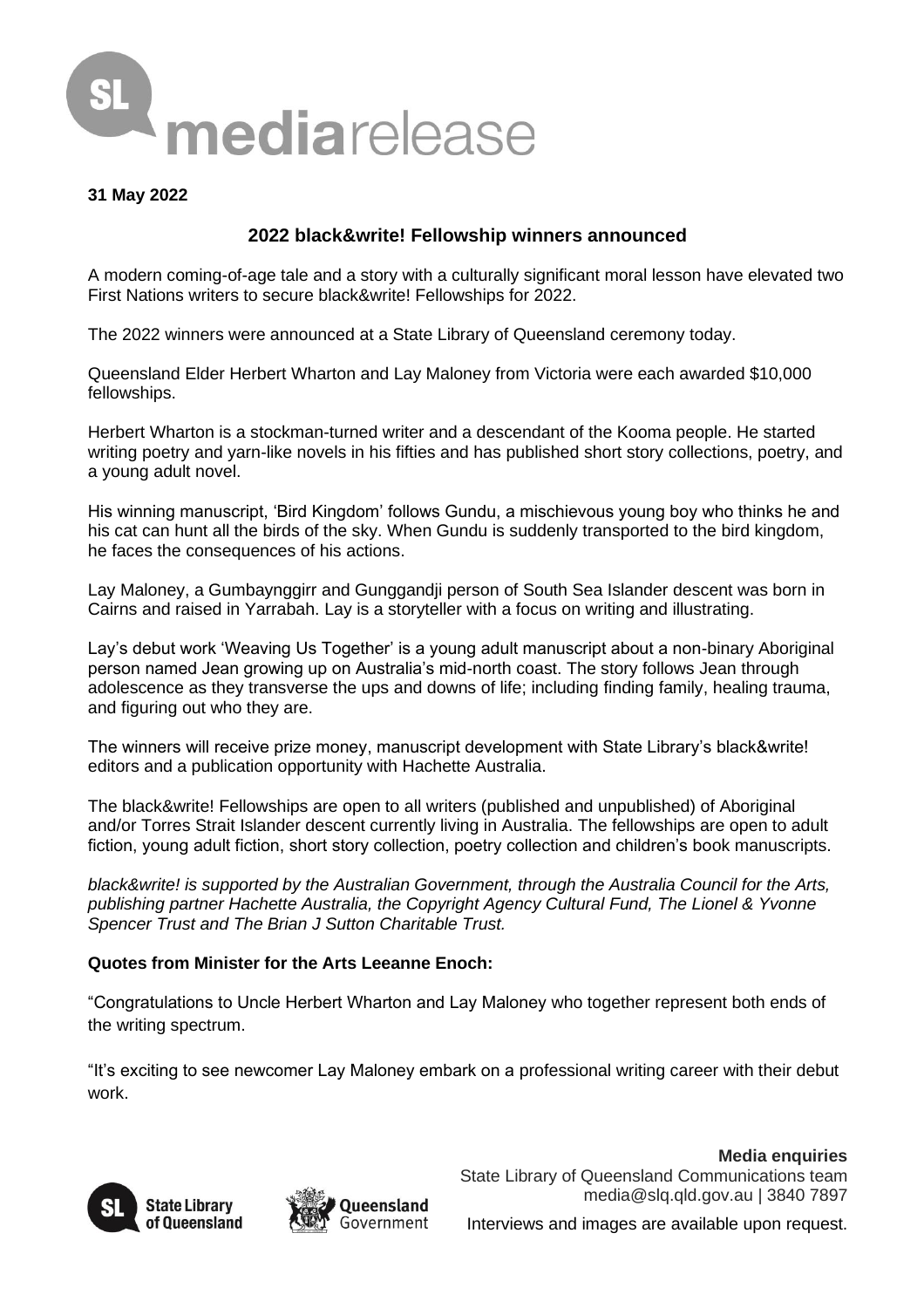**SL mediarelease**

**31 May 2022**

## 2022 black&write! Fellowship winners announced

A modern coming-of-age tale and a story with a culturally significant moral lesson have elevated two First Nations writers to secure black&write! Fellowships for 2022.

The 2022 winners were announced at a State Library of Queensland ceremony today.

Queensland Elder Herbert Wharton and Lay Maloney from Victoria were each awarded $10,000 fellowships.

Herbert Wharton is a stockman-turned writer and a descendant of the Kooma people. He started writing poetry and yarn-like novels in his fifties and has published short story collections, poetry, and a young adult novel.

His winning manuscript, 'Bird Kingdom' follows Gundu, a mischievous young boy who thinks he and his cat can hunt all the birds of the sky. When Gundu is suddenly transported to the bird kingdom, he faces the consequences of his actions.

Lay Maloney, a Gumbaynggirr and Gunggandji person of South Sea Islander descent was born in Cairns and raised in Yarrabah. Lay is a storyteller with a focus on writing and illustrating.

Lay's debut work 'Weaving Us Together' is a young adult manuscript about a non-binary Aboriginal person named Jean growing up on Australia's mid-north coast. The story follows Jean through adolescence as they transverse the ups and downs of life; including finding family, healing trauma, and figuring out who they are.

The winners will receive prize money, manuscript development with State Library's black&write! editors and a publication opportunity with Hachette Australia.

The black&write! Fellowships are open to all writers (published and unpublished) of Aboriginal and/or Torres Strait Islander descent currently living in Australia. The fellowships are open to adult fiction, young adult fiction, short story collection, poetry collection and children's book manuscripts.

*black&write! is supported by the Australian Government, through the Australia Council for the Arts, publishing partner Hachette Australia, the Copyright Agency Cultural Fund, The Lionel & Yvonne Spencer Trust and The Brian J Sutton Charitable Trust.*

**Quotes from Minister for the Arts Leeanne Enoch:**

"Congratulations to Uncle Herbert Wharton and Lay Maloney who together represent both ends of the writing spectrum.

"It's exciting to see newcomer Lay Maloney embark on a professional writing career with their debut work.

**Media enquiries**
State Library of Queensland Communications team
media@slq.qld.gov.au | 3840 7897

Interviews and images are available upon request.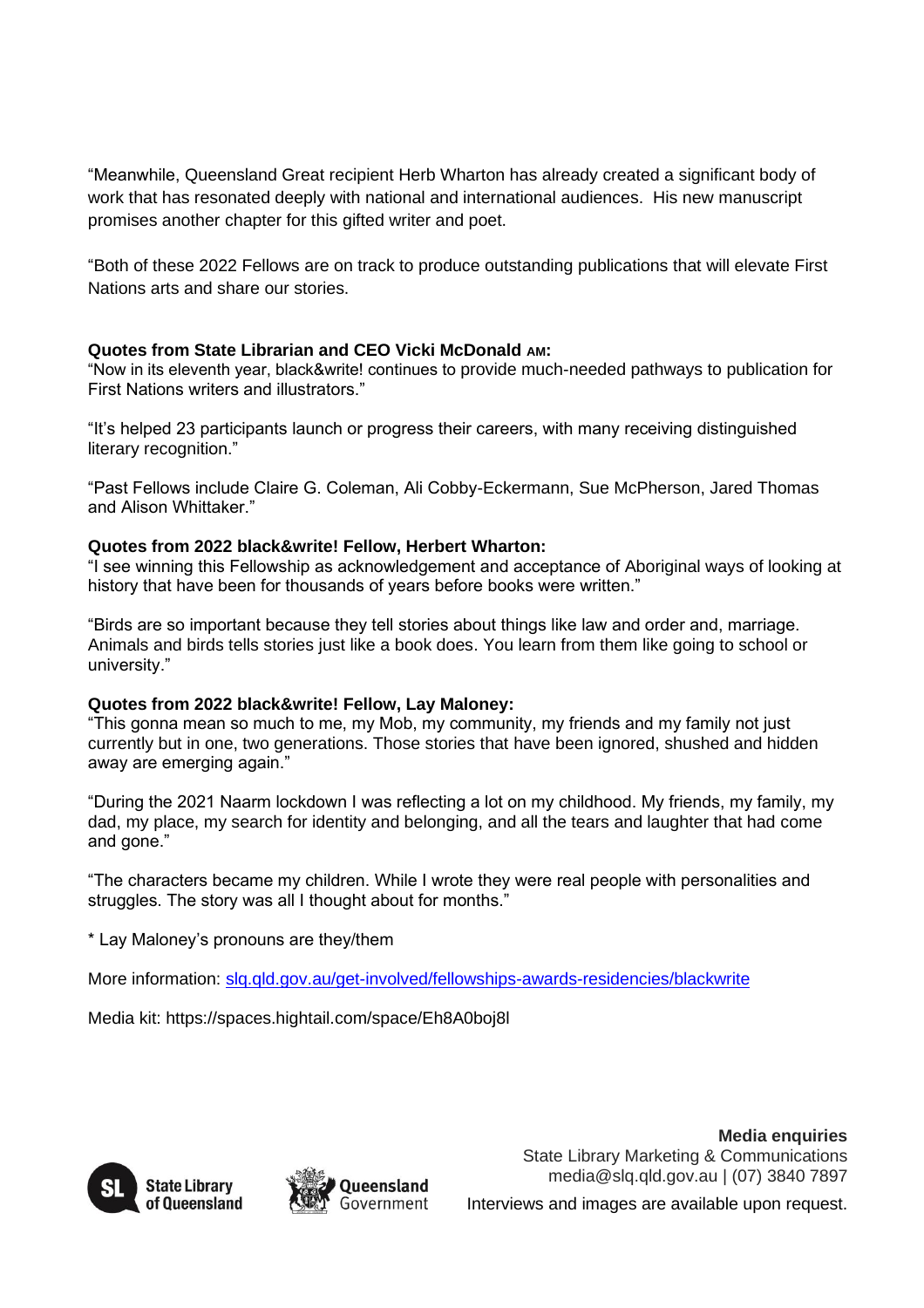"Meanwhile, Queensland Great recipient Herb Wharton has already created a significant body of work that has resonated deeply with national and international audiences. His new manuscript promises another chapter for this gifted writer and poet.

"Both of these 2022 Fellows are on track to produce outstanding publications that will elevate First Nations arts and share our stories.

**Quotes from State Librarian and CEO Vicki McDonald AM:**
"Now in its eleventh year, black&write! continues to provide much-needed pathways to publication for First Nations writers and illustrators."

"It's helped 23 participants launch or progress their careers, with many receiving distinguished literary recognition."

"Past Fellows include Claire G. Coleman, Ali Cobby-Eckermann, Sue McPherson, Jared Thomas and Alison Whittaker."

**Quotes from 2022 black&write! Fellow, Herbert Wharton:**
"I see winning this Fellowship as acknowledgement and acceptance of Aboriginal ways of looking at history that have been for thousands of years before books were written."

"Birds are so important because they tell stories about things like law and order and, marriage. Animals and birds tells stories just like a book does. You learn from them like going to school or university."

**Quotes from 2022 black&write! Fellow, Lay Maloney:**
"This gonna mean so much to me, my Mob, my community, my friends and my family not just currently but in one, two generations. Those stories that have been ignored, shushed and hidden away are emerging again."

"During the 2021 Naarm lockdown I was reflecting a lot on my childhood. My friends, my family, my dad, my place, my search for identity and belonging, and all the tears and laughter that had come and gone."

"The characters became my children. While I wrote they were real people with personalities and struggles. The story was all I thought about for months."

* Lay Maloney's pronouns are they/them

More information: [slq.qld.gov.au/get-involved/fellowships-awards-residencies/blackwrite](slq.qld.gov.au/get-involved/fellowships-awards-residencies/blackwrite)

Media kit: https://spaces.hightail.com/space/Eh8A0boj8l

State Library of Queensland

Queensland Government

**Media enquiries**
State Library Marketing & Communications
media@slq.qld.gov.au | (07) 3840 7897

Interviews and images are available upon request.